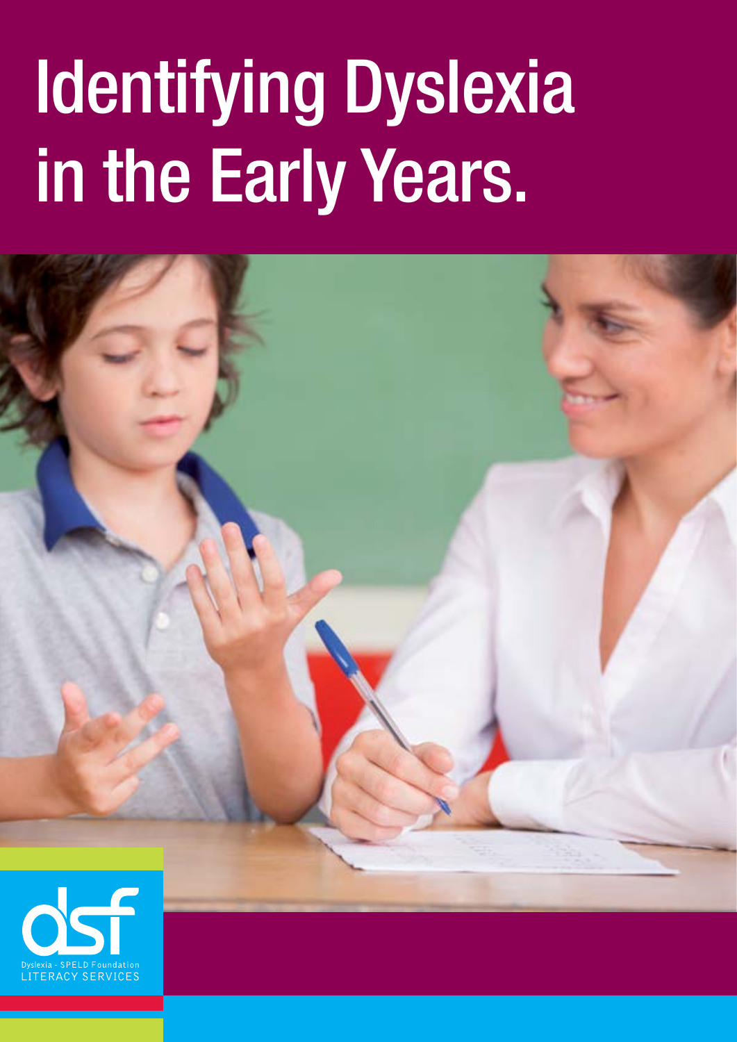# Identifying Dyslexia in the Early Years.

dsf

Dyslexia - SPELD Foundation
LITERACY SERVICES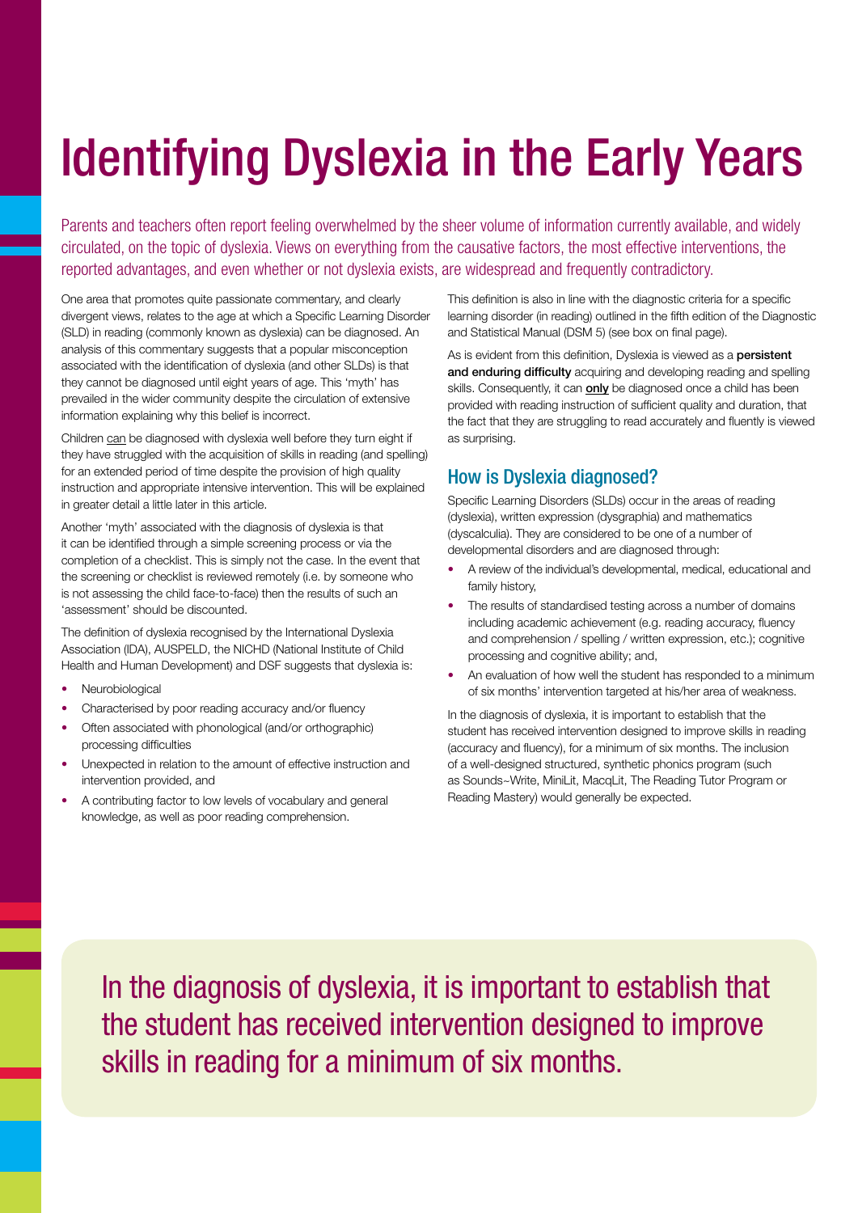# Identifying Dyslexia in the Early Years

Parents and teachers often report feeling overwhelmed by the sheer volume of information currently available, and widely circulated, on the topic of dyslexia. Views on everything from the causative factors, the most effective interventions, the reported advantages, and even whether or not dyslexia exists, are widespread and frequently contradictory.

One area that promotes quite passionate commentary, and clearly divergent views, relates to the age at which a Specific Learning Disorder (SLD) in reading (commonly known as dyslexia) can be diagnosed. An analysis of this commentary suggests that a popular misconception associated with the identification of dyslexia (and other SLDs) is that they cannot be diagnosed until eight years of age. This 'myth' has prevailed in the wider community despite the circulation of extensive information explaining why this belief is incorrect.

Children can be diagnosed with dyslexia well before they turn eight if they have struggled with the acquisition of skills in reading (and spelling) for an extended period of time despite the provision of high quality instruction and appropriate intensive intervention. This will be explained in greater detail a little later in this article.

Another 'myth' associated with the diagnosis of dyslexia is that it can be identified through a simple screening process or via the completion of a checklist. This is simply not the case. In the event that the screening or checklist is reviewed remotely (i.e. by someone who is not assessing the child face-to-face) then the results of such an 'assessment' should be discounted.

The definition of dyslexia recognised by the International Dyslexia Association (IDA), AUSPELD, the NICHD (National Institute of Child Health and Human Development) and DSF suggests that dyslexia is:

- Neurobiological
- Characterised by poor reading accuracy and/or fluency
- Often associated with phonological (and/or orthographic) processing difficulties
- Unexpected in relation to the amount of effective instruction and intervention provided, and
- A contributing factor to low levels of vocabulary and general knowledge, as well as poor reading comprehension.

This definition is also in line with the diagnostic criteria for a specific learning disorder (in reading) outlined in the fifth edition of the Diagnostic and Statistical Manual (DSM 5) (see box on final page).

As is evident from this definition, Dyslexia is viewed as a **persistent and enduring difficulty** acquiring and developing reading and spelling skills. Consequently, it can **only** be diagnosed once a child has been provided with reading instruction of sufficient quality and duration, that the fact that they are struggling to read accurately and fluently is viewed as surprising.

## How is Dyslexia diagnosed?

Specific Learning Disorders (SLDs) occur in the areas of reading (dyslexia), written expression (dysgraphia) and mathematics (dyscalculia). They are considered to be one of a number of developmental disorders and are diagnosed through:

- A review of the individual's developmental, medical, educational and family history,
- The results of standardised testing across a number of domains including academic achievement (e.g. reading accuracy, fluency and comprehension / spelling / written expression, etc.); cognitive processing and cognitive ability; and,
- An evaluation of how well the student has responded to a minimum of six months' intervention targeted at his/her area of weakness.

In the diagnosis of dyslexia, it is important to establish that the student has received intervention designed to improve skills in reading (accuracy and fluency), for a minimum of six months. The inclusion of a well-designed structured, synthetic phonics program (such as Sounds~Write, MiniLit, MacqLit, The Reading Tutor Program or Reading Mastery) would generally be expected.

In the diagnosis of dyslexia, it is important to establish that the student has received intervention designed to improve skills in reading for a minimum of six months.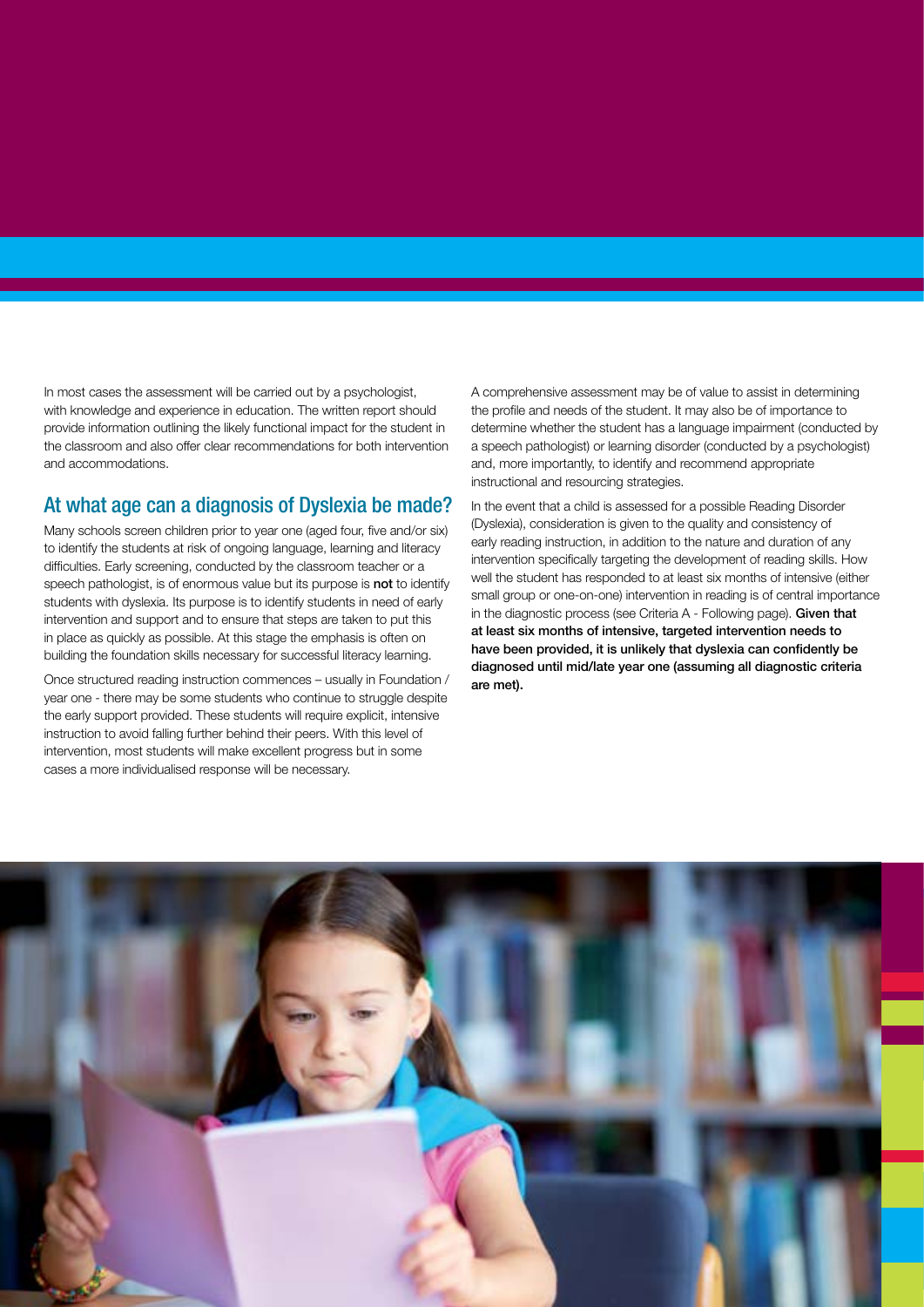In most cases the assessment will be carried out by a psychologist, with knowledge and experience in education. The written report should provide information outlining the likely functional impact for the student in the classroom and also offer clear recommendations for both intervention and accommodations.

## At what age can a diagnosis of Dyslexia be made?

Many schools screen children prior to year one (aged four, five and/or six) to identify the students at risk of ongoing language, learning and literacy difficulties. Early screening, conducted by the classroom teacher or a speech pathologist, is of enormous value but its purpose is **not** to identify students with dyslexia. Its purpose is to identify students in need of early intervention and support and to ensure that steps are taken to put this in place as quickly as possible. At this stage the emphasis is often on building the foundation skills necessary for successful literacy learning.

Once structured reading instruction commences – usually in Foundation / year one - there may be some students who continue to struggle despite the early support provided. These students will require explicit, intensive instruction to avoid falling further behind their peers. With this level of intervention, most students will make excellent progress but in some cases a more individualised response will be necessary.

A comprehensive assessment may be of value to assist in determining the profile and needs of the student. It may also be of importance to determine whether the student has a language impairment (conducted by a speech pathologist) or learning disorder (conducted by a psychologist) and, more importantly, to identify and recommend appropriate instructional and resourcing strategies.

In the event that a child is assessed for a possible Reading Disorder (Dyslexia), consideration is given to the quality and consistency of early reading instruction, in addition to the nature and duration of any intervention specifically targeting the development of reading skills. How well the student has responded to at least six months of intensive (either small group or one-on-one) intervention in reading is of central importance in the diagnostic process (see Criteria A - Following page). **Given that at least six months of intensive, targeted intervention needs to have been provided, it is unlikely that dyslexia can confidently be diagnosed until mid/late year one (assuming all diagnostic criteria are met).**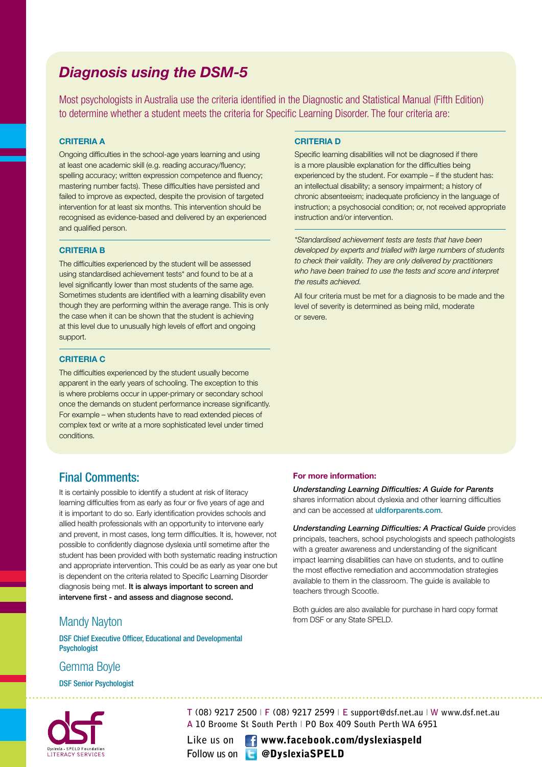## *Diagnosis using the DSM-5*

Most psychologists in Australia use the criteria identified in the Diagnostic and Statistical Manual (Fifth Edition) to determine whether a student meets the criteria for Specific Learning Disorder. The four criteria are:

### CRITERIA A

Ongoing difficulties in the school-age years learning and using at least one academic skill (e.g. reading accuracy/fluency; spelling accuracy; written expression competence and fluency; mastering number facts). These difficulties have persisted and failed to improve as expected, despite the provision of targeted intervention for at least six months. This intervention should be recognised as evidence-based and delivered by an experienced and qualified person.

### CRITERIA B

The difficulties experienced by the student will be assessed using standardised achievement tests* and found to be at a level significantly lower than most students of the same age. Sometimes students are identified with a learning disability even though they are performing within the average range. This is only the case when it can be shown that the student is achieving at this level due to unusually high levels of effort and ongoing support.

### CRITERIA C

The difficulties experienced by the student usually become apparent in the early years of schooling. The exception to this is where problems occur in upper-primary or secondary school once the demands on student performance increase significantly. For example – when students have to read extended pieces of complex text or write at a more sophisticated level under timed conditions.

### CRITERIA D

Specific learning disabilities will not be diagnosed if there is a more plausible explanation for the difficulties being experienced by the student. For example – if the student has: an intellectual disability; a sensory impairment; a history of chronic absenteeism; inadequate proficiency in the language of instruction; a psychosocial condition; or, not received appropriate instruction and/or intervention.

*\*Standardised achievement tests are tests that have been developed by experts and trialled with large numbers of students to check their validity. They are only delivered by practitioners who have been trained to use the tests and score and interpret the results achieved.*

All four criteria must be met for a diagnosis to be made and the level of severity is determined as being mild, moderate or severe.

## Final Comments:

It is certainly possible to identify a student at risk of literacy learning difficulties from as early as four or five years of age and it is important to do so. Early identification provides schools and allied health professionals with an opportunity to intervene early and prevent, in most cases, long term difficulties. It is, however, not possible to confidently diagnose dyslexia until sometime after the student has been provided with both systematic reading instruction and appropriate intervention. This could be as early as year one but is dependent on the criteria related to Specific Learning Disorder diagnosis being met. **It is always important to screen and intervene first - and assess and diagnose second.**

Mandy Nayton

**DSF Chief Executive Officer, Educational and Developmental Psychologist**

Gemma Boyle

**DSF Senior Psychologist**

**For more information:**

***Understanding Learning Difficulties: A Guide for Parents*** shares information about dyslexia and other learning difficulties and can be accessed at uldforparents.com.

***Understanding Learning Difficulties: A Practical Guide*** provides principals, teachers, school psychologists and speech pathologists with a greater awareness and understanding of the significant impact learning disabilities can have on students, and to outline the most effective remediation and accommodation strategies available to them in the classroom. The guide is available to teachers through Scootle.

Both guides are also available for purchase in hard copy format from DSF or any State SPELD.

dsf — Dyslexia - SPELD Foundation LITERACY SERVICES

T (08) 9217 2500 | F (08) 9217 2599 | E support@dsf.net.au | W www.dsf.net.au
A 10 Broome St South Perth | PO Box 409 South Perth WA 6951

Like us on **www.facebook.com/dyslexiaspeld**
Follow us on **@DyslexiaSPELD**